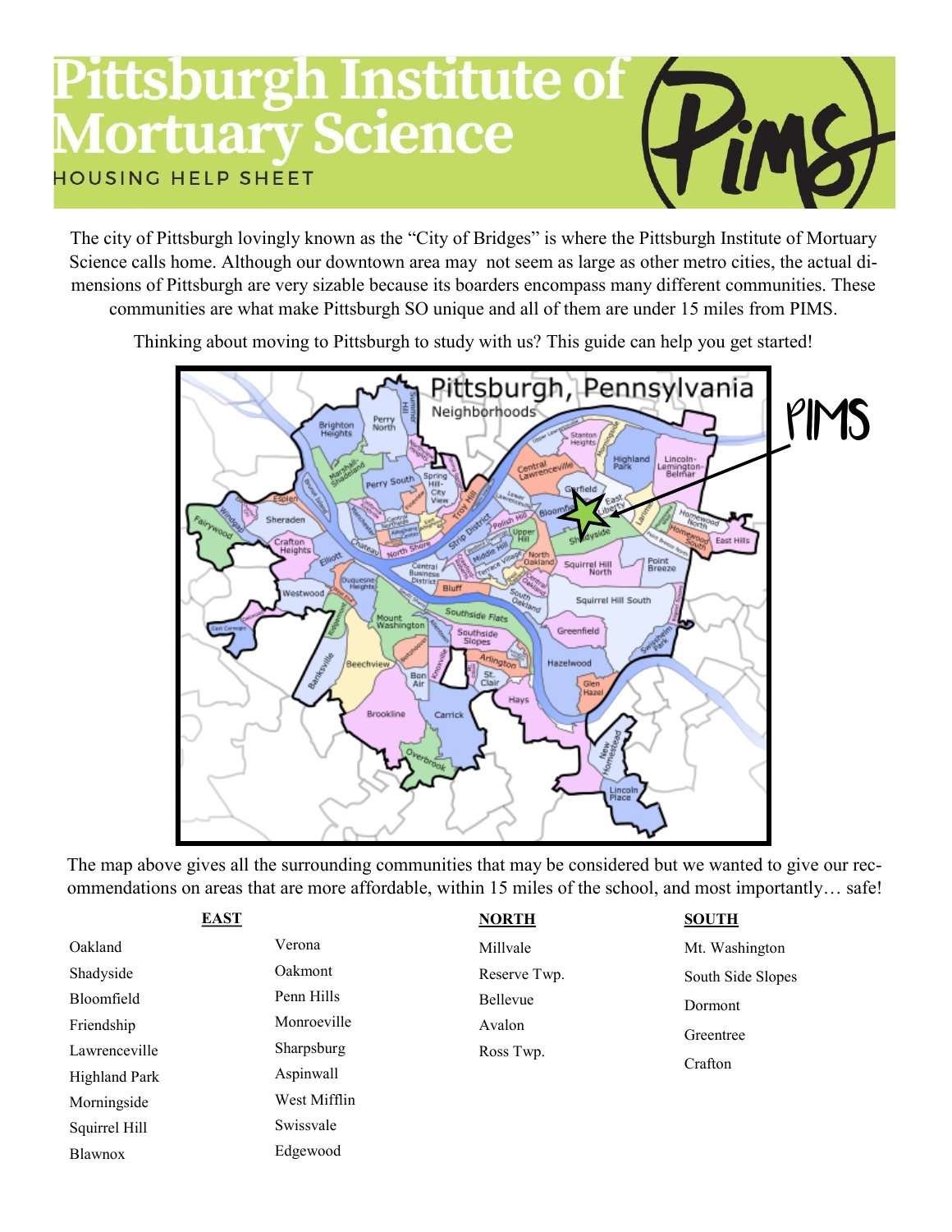# Pittsburgh Institute of Mortuary Science

HOUSING HELP SHEET

The city of Pittsburgh lovingly known as the "City of Bridges" is where the Pittsburgh Institute of Mortuary Science calls home. Although our downtown area may not seem as large as other metro cities, the actual dimensions of Pittsburgh are very sizable because its boarders encompass many different communities. These communities are what make Pittsburgh SO unique and all of them are under 15 miles from PIMS.

Thinking about moving to Pittsburgh to study with us? This guide can help you get started!

The map above gives all the surrounding communities that may be considered but we wanted to give our recommendations on areas that are more affordable, within 15 miles of the school, and most importantly… safe!

**EAST**

- Oakland
- Shadyside
- Bloomfield
- Friendship
- Lawrenceville
- Highland Park
- Morningside
- Squirrel Hill
- Blawnox
- Verona
- Oakmont
- Penn Hills
- Monroeville
- Sharpsburg
- Aspinwall
- West Mifflin
- Swissvale
- Edgewood

**NORTH**

- Millvale
- Reserve Twp.
- Bellevue
- Avalon
- Ross Twp.

**SOUTH**

- Mt. Washington
- South Side Slopes
- Dormont
- Greentree
- Crafton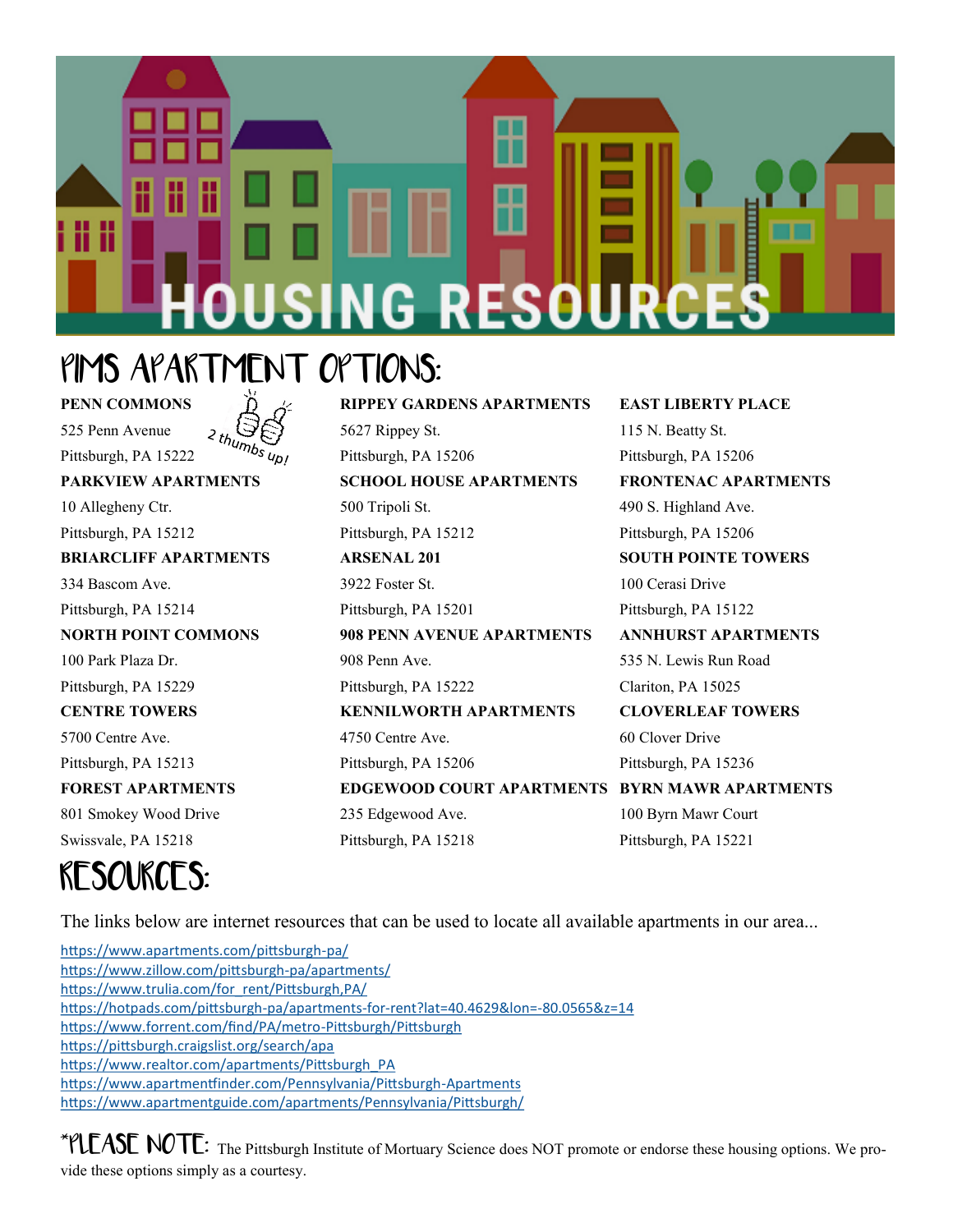# HOUSING RESOURCES

## PIMS APARTMENT OPTIONS:

**PENN COMMONS**
525 Penn Avenue
Pittsburgh, PA 15222
2 thumbs up!

**PARKVIEW APARTMENTS**
10 Allegheny Ctr.
Pittsburgh, PA 15212

**BRIARCLIFF APARTMENTS**
334 Bascom Ave.
Pittsburgh, PA 15214

**NORTH POINT COMMONS**
100 Park Plaza Dr.
Pittsburgh, PA 15229

**CENTRE TOWERS**
5700 Centre Ave.
Pittsburgh, PA 15213

**FOREST APARTMENTS**
801 Smokey Wood Drive
Swissvale, PA 15218

**RIPPEY GARDENS APARTMENTS**
5627 Rippey St.
Pittsburgh, PA 15206

**SCHOOL HOUSE APARTMENTS**
500 Tripoli St.
Pittsburgh, PA 15212

**ARSENAL 201**
3922 Foster St.
Pittsburgh, PA 15201

**908 PENN AVENUE APARTMENTS**
908 Penn Ave.
Pittsburgh, PA 15222

**KENNILWORTH APARTMENTS**
4750 Centre Ave.
Pittsburgh, PA 15206

**EDGEWOOD COURT APARTMENTS**
235 Edgewood Ave.
Pittsburgh, PA 15218

**EAST LIBERTY PLACE**
115 N. Beatty St.
Pittsburgh, PA 15206

**FRONTENAC APARTMENTS**
490 S. Highland Ave.
Pittsburgh, PA 15206

**SOUTH POINTE TOWERS**
100 Cerasi Drive
Pittsburgh, PA 15122

**ANNHURST APARTMENTS**
535 N. Lewis Run Road
Clariton, PA 15025

**CLOVERLEAF TOWERS**
60 Clover Drive
Pittsburgh, PA 15236

**BYRN MAWR APARTMENTS**
100 Byrn Mawr Court
Pittsburgh, PA 15221

## RESOURCES:

The links below are internet resources that can be used to locate all available apartments in our area...

https://www.apartments.com/pittsburgh-pa/
https://www.zillow.com/pittsburgh-pa/apartments/
https://www.trulia.com/for_rent/Pittsburgh,PA/
https://hotpads.com/pittsburgh-pa/apartments-for-rent?lat=40.4629&lon=-80.0565&z=14
https://www.forrent.com/find/PA/metro-Pittsburgh/Pittsburgh
https://pittsburgh.craigslist.org/search/apa
https://www.realtor.com/apartments/Pittsburgh_PA
https://www.apartmentfinder.com/Pennsylvania/Pittsburgh-Apartments
https://www.apartmentguide.com/apartments/Pennsylvania/Pittsburgh/

**\*PLEASE NOTE:** The Pittsburgh Institute of Mortuary Science does NOT promote or endorse these housing options. We provide these options simply as a courtesy.